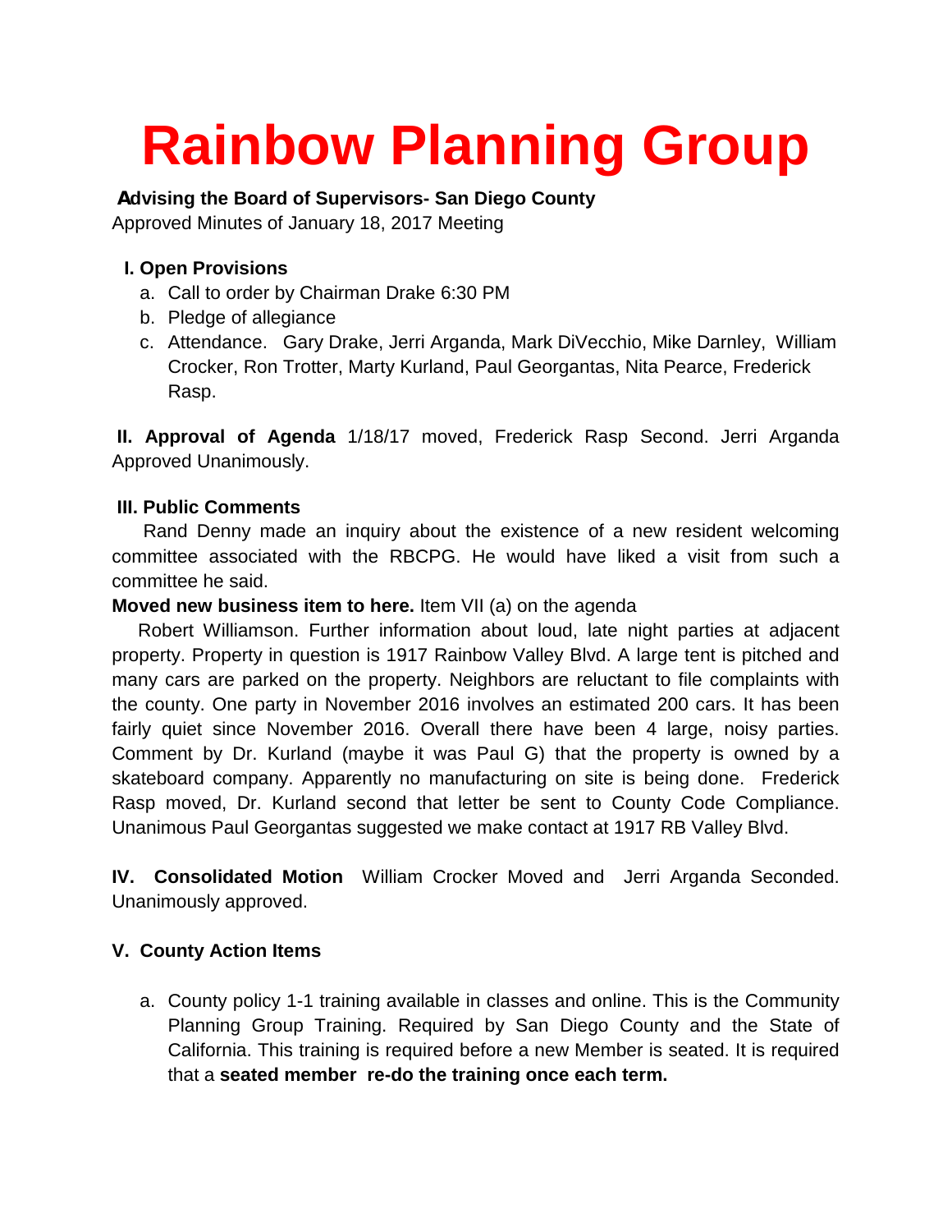# Rainbow Planning Group

**Advising the Board of Supervisors- San Diego County**

Approved Minutes of January 18, 2017 Meeting

**I. Open Provisions**

a. Call to order by Chairman Drake 6:30 PM
b. Pledge of allegiance
c. Attendance. Gary Drake, Jerri Arganda, Mark DiVecchio, Mike Darnley, William Crocker, Ron Trotter, Marty Kurland, Paul Georgantas, Nita Pearce, Frederick Rasp.

**II. Approval of Agenda** 1/18/17 moved, Frederick Rasp Second. Jerri Arganda Approved Unanimously.

**III. Public Comments**

Rand Denny made an inquiry about the existence of a new resident welcoming committee associated with the RBCPG. He would have liked a visit from such a committee he said.

**Moved new business item to here.** Item VII (a) on the agenda

Robert Williamson. Further information about loud, late night parties at adjacent property. Property in question is 1917 Rainbow Valley Blvd. A large tent is pitched and many cars are parked on the property. Neighbors are reluctant to file complaints with the county. One party in November 2016 involves an estimated 200 cars. It has been fairly quiet since November 2016. Overall there have been 4 large, noisy parties. Comment by Dr. Kurland (maybe it was Paul G) that the property is owned by a skateboard company. Apparently no manufacturing on site is being done. Frederick Rasp moved, Dr. Kurland second that letter be sent to County Code Compliance. Unanimous Paul Georgantas suggested we make contact at 1917 RB Valley Blvd.

**IV. Consolidated Motion** William Crocker Moved and Jerri Arganda Seconded. Unanimously approved.

**V. County Action Items**

a. County policy 1-1 training available in classes and online. This is the Community Planning Group Training. Required by San Diego County and the State of California. This training is required before a new Member is seated. It is required that a **seated member re-do the training once each term.**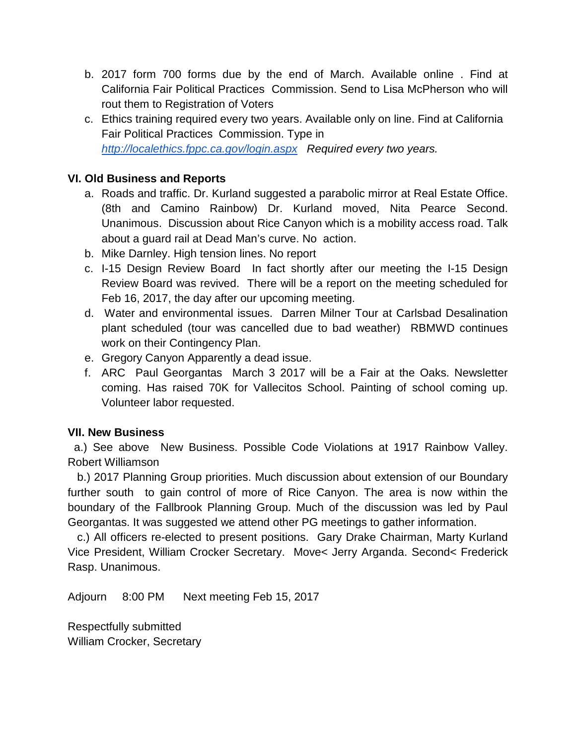b. 2017 form 700 forms due by the end of March. Available online . Find at California Fair Political Practices Commission. Send to Lisa McPherson who will rout them to Registration of Voters

c. Ethics training required every two years. Available only on line. Find at California Fair Political Practices Commission. Type in *http://localethics.fppc.ca.gov/login.aspx* *Required every two years.*

**VI. Old Business and Reports**

a. Roads and traffic. Dr. Kurland suggested a parabolic mirror at Real Estate Office. (8th and Camino Rainbow) Dr. Kurland moved, Nita Pearce Second. Unanimous. Discussion about Rice Canyon which is a mobility access road. Talk about a guard rail at Dead Man's curve. No action.

b. Mike Darnley. High tension lines. No report

c. I-15 Design Review Board In fact shortly after our meeting the I-15 Design Review Board was revived. There will be a report on the meeting scheduled for Feb 16, 2017, the day after our upcoming meeting.

d. Water and environmental issues. Darren Milner Tour at Carlsbad Desalination plant scheduled (tour was cancelled due to bad weather) RBMWD continues work on their Contingency Plan.

e. Gregory Canyon Apparently a dead issue.

f. ARC Paul Georgantas March 3 2017 will be a Fair at the Oaks. Newsletter coming. Has raised 70K for Vallecitos School. Painting of school coming up. Volunteer labor requested.

**VII. New Business**

a.) See above New Business. Possible Code Violations at 1917 Rainbow Valley. Robert Williamson

b.) 2017 Planning Group priorities. Much discussion about extension of our Boundary further south to gain control of more of Rice Canyon. The area is now within the boundary of the Fallbrook Planning Group. Much of the discussion was led by Paul Georgantas. It was suggested we attend other PG meetings to gather information.

c.) All officers re-elected to present positions. Gary Drake Chairman, Marty Kurland Vice President, William Crocker Secretary. Move< Jerry Arganda. Second< Frederick Rasp. Unanimous.

Adjourn 8:00 PM Next meeting Feb 15, 2017

Respectfully submitted
William Crocker, Secretary